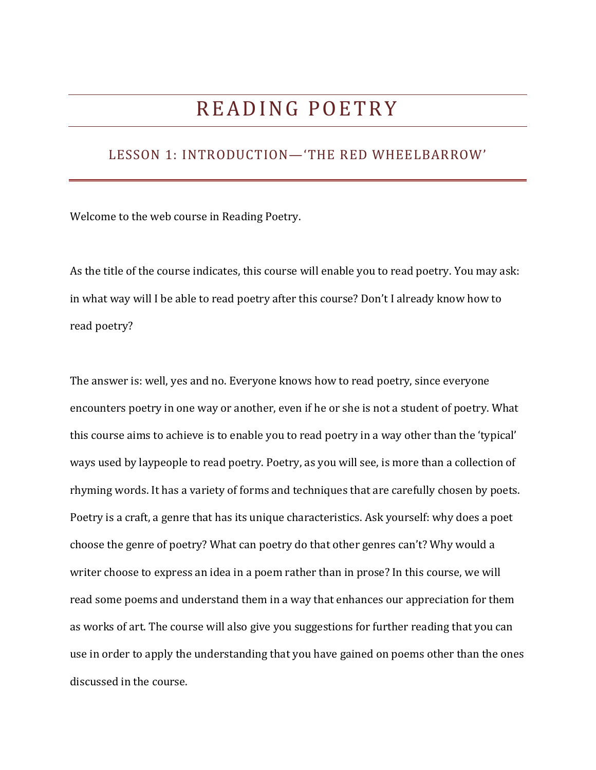# READING POETRY

## LESSON 1: INTRODUCTION—'THE RED WHEELBARROW'

Welcome to the web course in Reading Poetry.

As the title of the course indicates, this course will enable you to read poetry. You may ask: in what way will I be able to read poetry after this course? Don't I already know how to read poetry?

The answer is: well, yes and no. Everyone knows how to read poetry, since everyone encounters poetry in one way or another, even if he or she is not a student of poetry. What this course aims to achieve is to enable you to read poetry in a way other than the 'typical' ways used by laypeople to read poetry. Poetry, as you will see, is more than a collection of rhyming words. It has a variety of forms and techniques that are carefully chosen by poets. Poetry is a craft, a genre that has its unique characteristics. Ask yourself: why does a poet choose the genre of poetry? What can poetry do that other genres can't? Why would a writer choose to express an idea in a poem rather than in prose? In this course, we will read some poems and understand them in a way that enhances our appreciation for them as works of art. The course will also give you suggestions for further reading that you can use in order to apply the understanding that you have gained on poems other than the ones discussed in the course.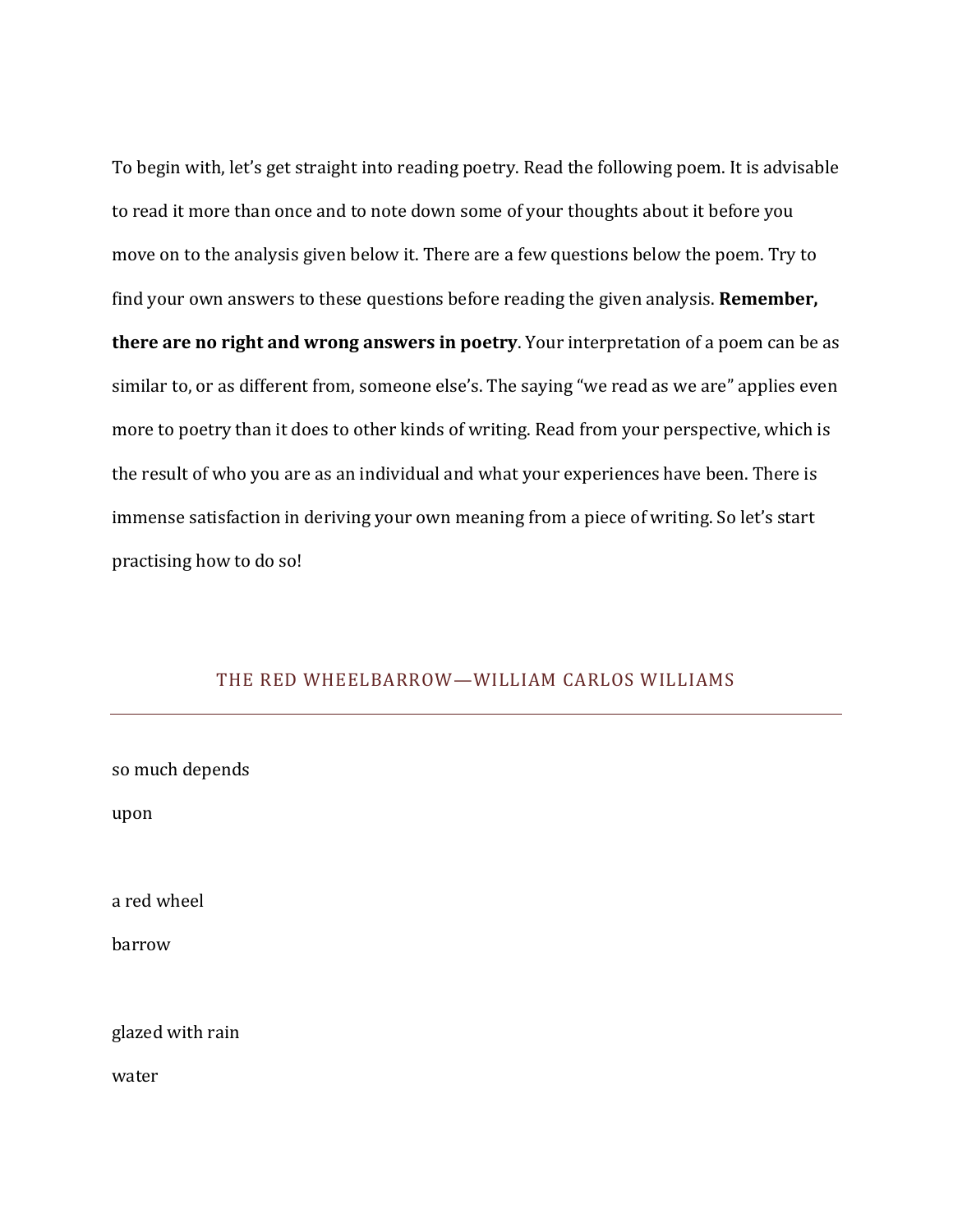To begin with, let's get straight into reading poetry. Read the following poem. It is advisable to read it more than once and to note down some of your thoughts about it before you move on to the analysis given below it. There are a few questions below the poem. Try to find your own answers to these questions before reading the given analysis. **Remember, there are no right and wrong answers in poetry**. Your interpretation of a poem can be as similar to, or as different from, someone else's. The saying "we read as we are" applies even more to poetry than it does to other kinds of writing. Read from your perspective, which is the result of who you are as an individual and what your experiences have been. There is immense satisfaction in deriving your own meaning from a piece of writing. So let's start practising how to do so!

## THE RED WHEELBARROW—WILLIAM CARLOS WILLIAMS

---

so much depends

upon

a red wheel

barrow

glazed with rain

water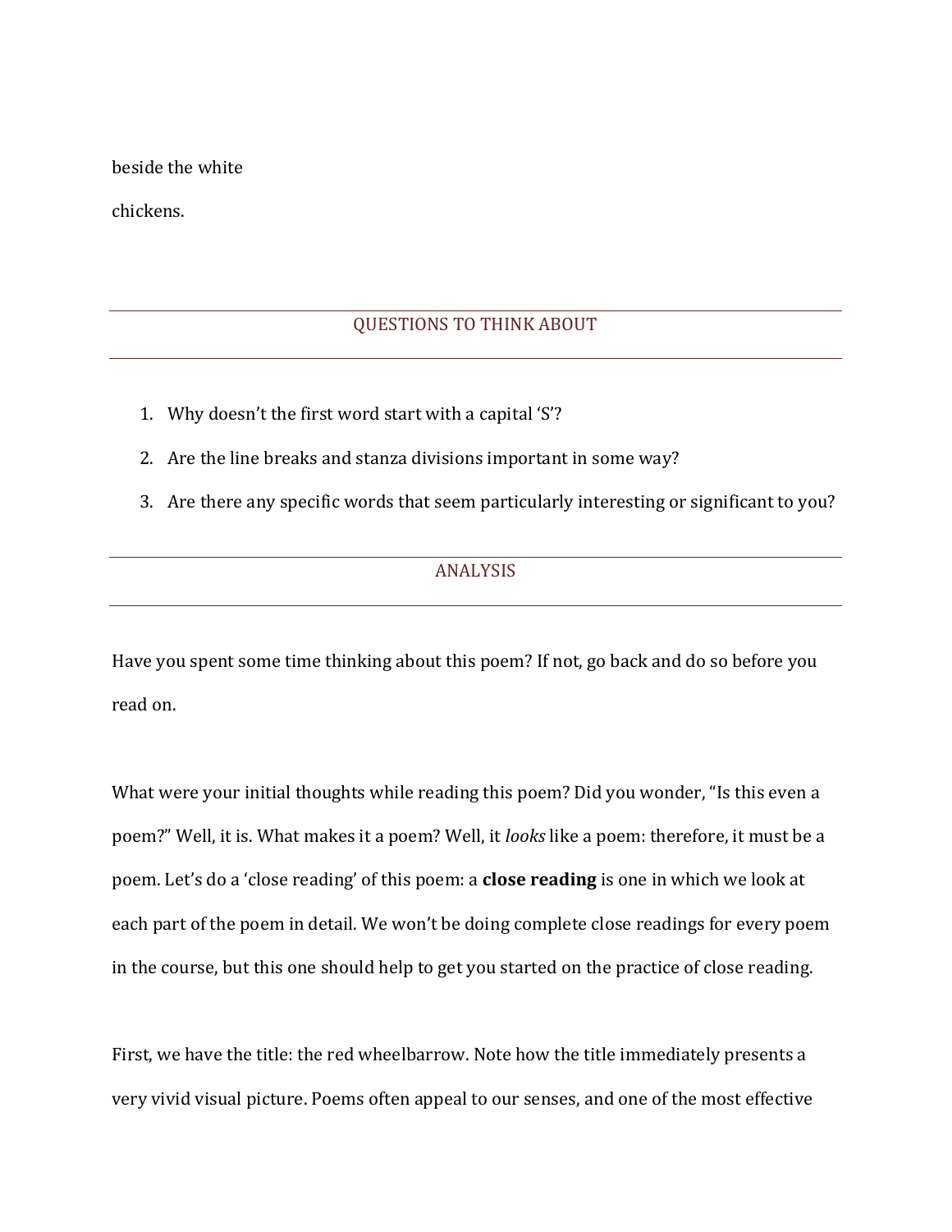beside the white

chickens.

## QUESTIONS TO THINK ABOUT

1. Why doesn't the first word start with a capital 'S'?
2. Are the line breaks and stanza divisions important in some way?
3. Are there any specific words that seem particularly interesting or significant to you?

## ANALYSIS

Have you spent some time thinking about this poem? If not, go back and do so before you read on.

What were your initial thoughts while reading this poem? Did you wonder, "Is this even a poem?" Well, it is. What makes it a poem? Well, it *looks* like a poem: therefore, it must be a poem. Let's do a 'close reading' of this poem: a **close reading** is one in which we look at each part of the poem in detail. We won't be doing complete close readings for every poem in the course, but this one should help to get you started on the practice of close reading.

First, we have the title: the red wheelbarrow. Note how the title immediately presents a very vivid visual picture. Poems often appeal to our senses, and one of the most effective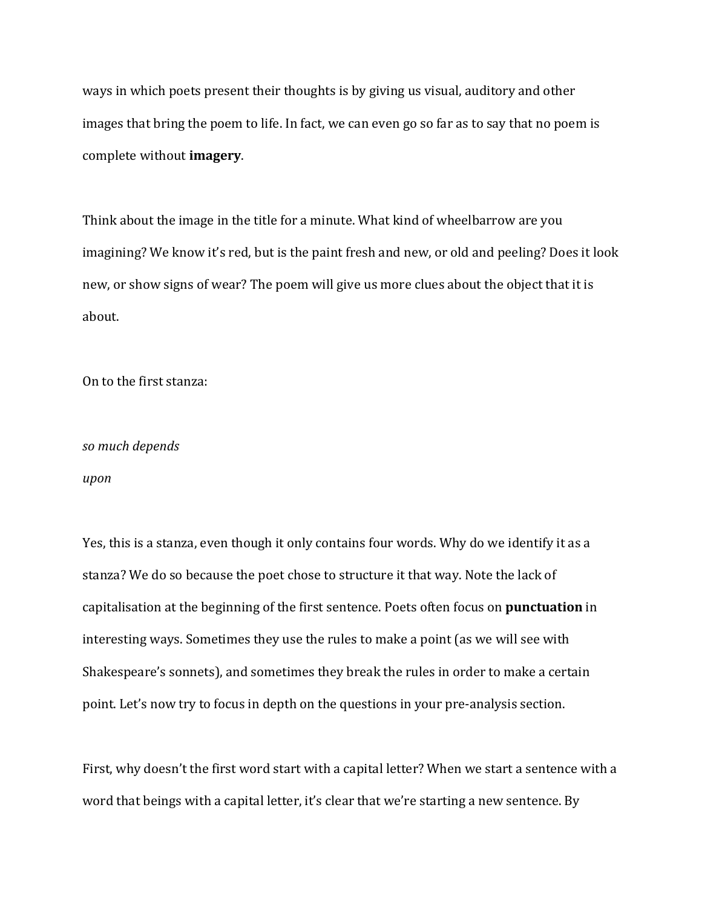ways in which poets present their thoughts is by giving us visual, auditory and other images that bring the poem to life. In fact, we can even go so far as to say that no poem is complete without **imagery**.

Think about the image in the title for a minute. What kind of wheelbarrow are you imagining? We know it's red, but is the paint fresh and new, or old and peeling? Does it look new, or show signs of wear? The poem will give us more clues about the object that it is about.

On to the first stanza:

*so much depends*  
*upon*

Yes, this is a stanza, even though it only contains four words. Why do we identify it as a stanza? We do so because the poet chose to structure it that way. Note the lack of capitalisation at the beginning of the first sentence. Poets often focus on **punctuation** in interesting ways. Sometimes they use the rules to make a point (as we will see with Shakespeare's sonnets), and sometimes they break the rules in order to make a certain point. Let's now try to focus in depth on the questions in your pre-analysis section.

First, why doesn't the first word start with a capital letter? When we start a sentence with a word that beings with a capital letter, it's clear that we're starting a new sentence. By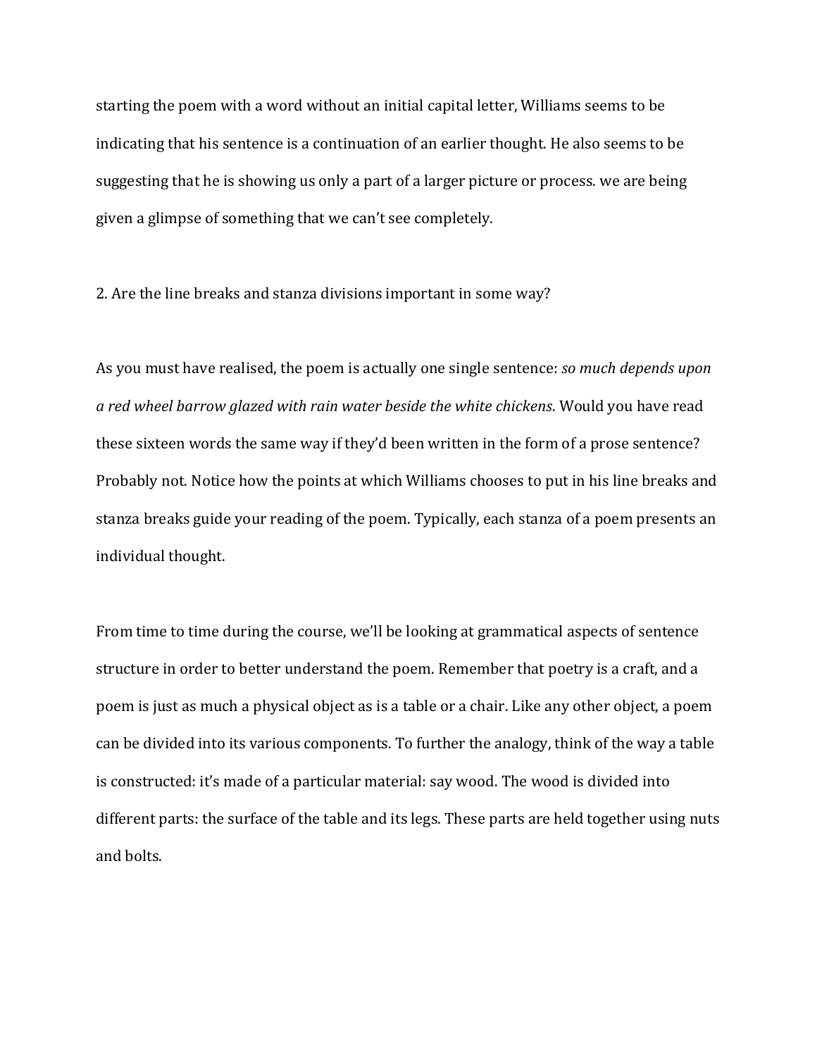starting the poem with a word without an initial capital letter, Williams seems to be indicating that his sentence is a continuation of an earlier thought. He also seems to be suggesting that he is showing us only a part of a larger picture or process. we are being given a glimpse of something that we can't see completely.

2. Are the line breaks and stanza divisions important in some way?

As you must have realised, the poem is actually one single sentence: *so much depends upon a red wheel barrow glazed with rain water beside the white chickens*. Would you have read these sixteen words the same way if they'd been written in the form of a prose sentence? Probably not. Notice how the points at which Williams chooses to put in his line breaks and stanza breaks guide your reading of the poem. Typically, each stanza of a poem presents an individual thought.

From time to time during the course, we'll be looking at grammatical aspects of sentence structure in order to better understand the poem. Remember that poetry is a craft, and a poem is just as much a physical object as is a table or a chair. Like any other object, a poem can be divided into its various components. To further the analogy, think of the way a table is constructed: it's made of a particular material: say wood. The wood is divided into different parts: the surface of the table and its legs. These parts are held together using nuts and bolts.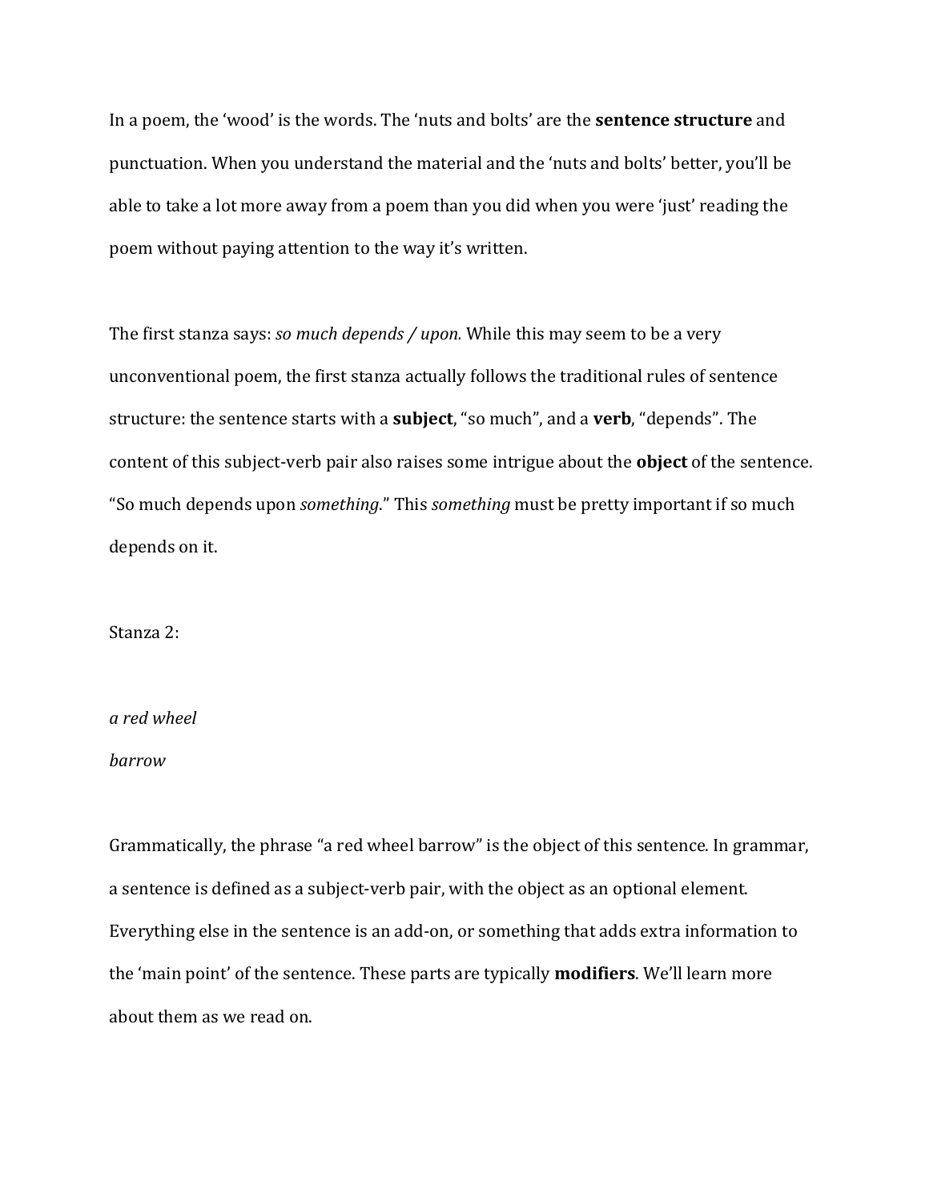In a poem, the 'wood' is the words. The 'nuts and bolts' are the **sentence structure** and punctuation. When you understand the material and the 'nuts and bolts' better, you'll be able to take a lot more away from a poem than you did when you were 'just' reading the poem without paying attention to the way it's written.

The first stanza says: *so much depends / upon.* While this may seem to be a very unconventional poem, the first stanza actually follows the traditional rules of sentence structure: the sentence starts with a **subject**, "so much", and a **verb**, "depends". The content of this subject-verb pair also raises some intrigue about the **object** of the sentence. "So much depends upon *something.*" This *something* must be pretty important if so much depends on it.

Stanza 2:

*a red wheel*

*barrow*

Grammatically, the phrase "a red wheel barrow" is the object of this sentence. In grammar, a sentence is defined as a subject-verb pair, with the object as an optional element. Everything else in the sentence is an add-on, or something that adds extra information to the 'main point' of the sentence. These parts are typically **modifiers**. We'll learn more about them as we read on.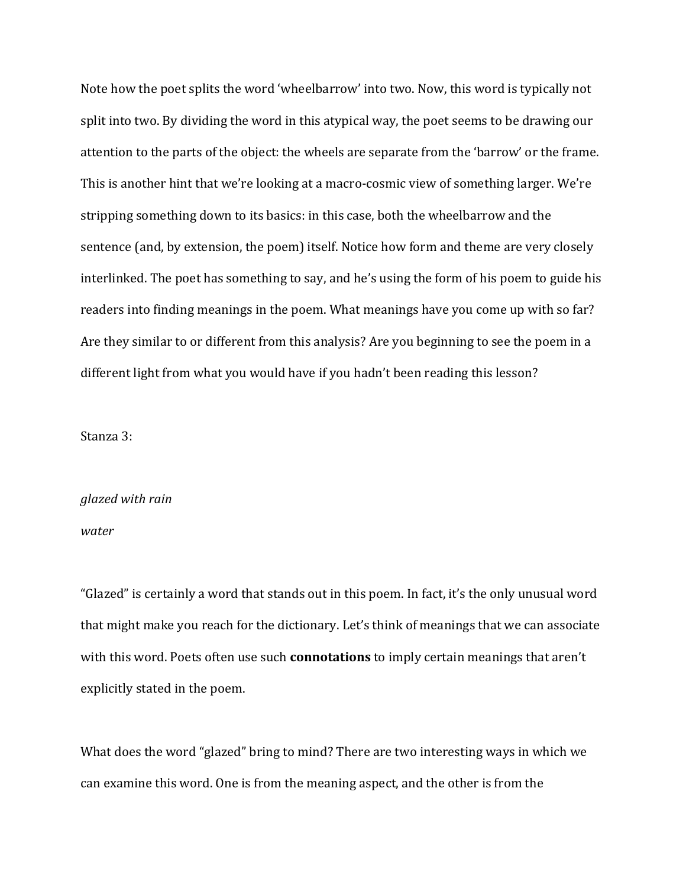Note how the poet splits the word 'wheelbarrow' into two. Now, this word is typically not split into two. By dividing the word in this atypical way, the poet seems to be drawing our attention to the parts of the object: the wheels are separate from the 'barrow' or the frame. This is another hint that we're looking at a macro-cosmic view of something larger. We're stripping something down to its basics: in this case, both the wheelbarrow and the sentence (and, by extension, the poem) itself. Notice how form and theme are very closely interlinked. The poet has something to say, and he's using the form of his poem to guide his readers into finding meanings in the poem. What meanings have you come up with so far? Are they similar to or different from this analysis? Are you beginning to see the poem in a different light from what you would have if you hadn't been reading this lesson?

Stanza 3:

*glazed with rain*
*water*

"Glazed" is certainly a word that stands out in this poem. In fact, it's the only unusual word that might make you reach for the dictionary. Let's think of meanings that we can associate with this word. Poets often use such **connotations** to imply certain meanings that aren't explicitly stated in the poem.

What does the word "glazed" bring to mind? There are two interesting ways in which we can examine this word. One is from the meaning aspect, and the other is from the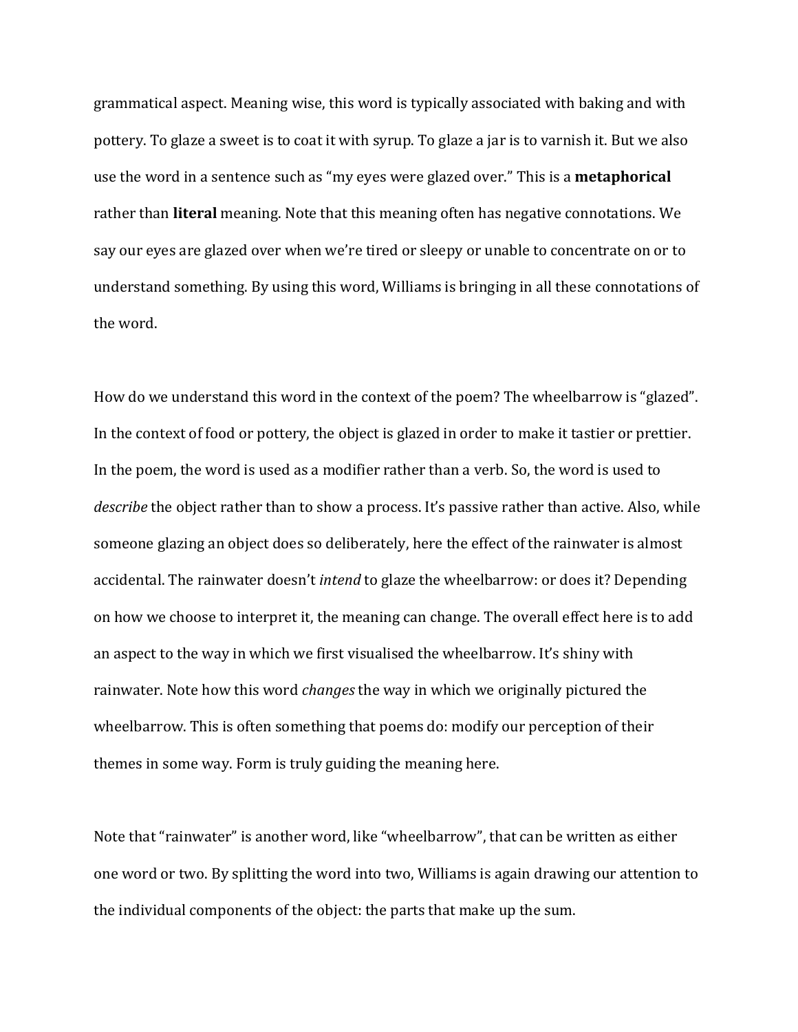grammatical aspect. Meaning wise, this word is typically associated with baking and with pottery. To glaze a sweet is to coat it with syrup. To glaze a jar is to varnish it. But we also use the word in a sentence such as "my eyes were glazed over." This is a **metaphorical** rather than **literal** meaning. Note that this meaning often has negative connotations. We say our eyes are glazed over when we're tired or sleepy or unable to concentrate on or to understand something. By using this word, Williams is bringing in all these connotations of the word.

How do we understand this word in the context of the poem? The wheelbarrow is "glazed". In the context of food or pottery, the object is glazed in order to make it tastier or prettier. In the poem, the word is used as a modifier rather than a verb. So, the word is used to *describe* the object rather than to show a process. It's passive rather than active. Also, while someone glazing an object does so deliberately, here the effect of the rainwater is almost accidental. The rainwater doesn't *intend* to glaze the wheelbarrow: or does it? Depending on how we choose to interpret it, the meaning can change. The overall effect here is to add an aspect to the way in which we first visualised the wheelbarrow. It's shiny with rainwater. Note how this word *changes* the way in which we originally pictured the wheelbarrow. This is often something that poems do: modify our perception of their themes in some way. Form is truly guiding the meaning here.

Note that "rainwater" is another word, like "wheelbarrow", that can be written as either one word or two. By splitting the word into two, Williams is again drawing our attention to the individual components of the object: the parts that make up the sum.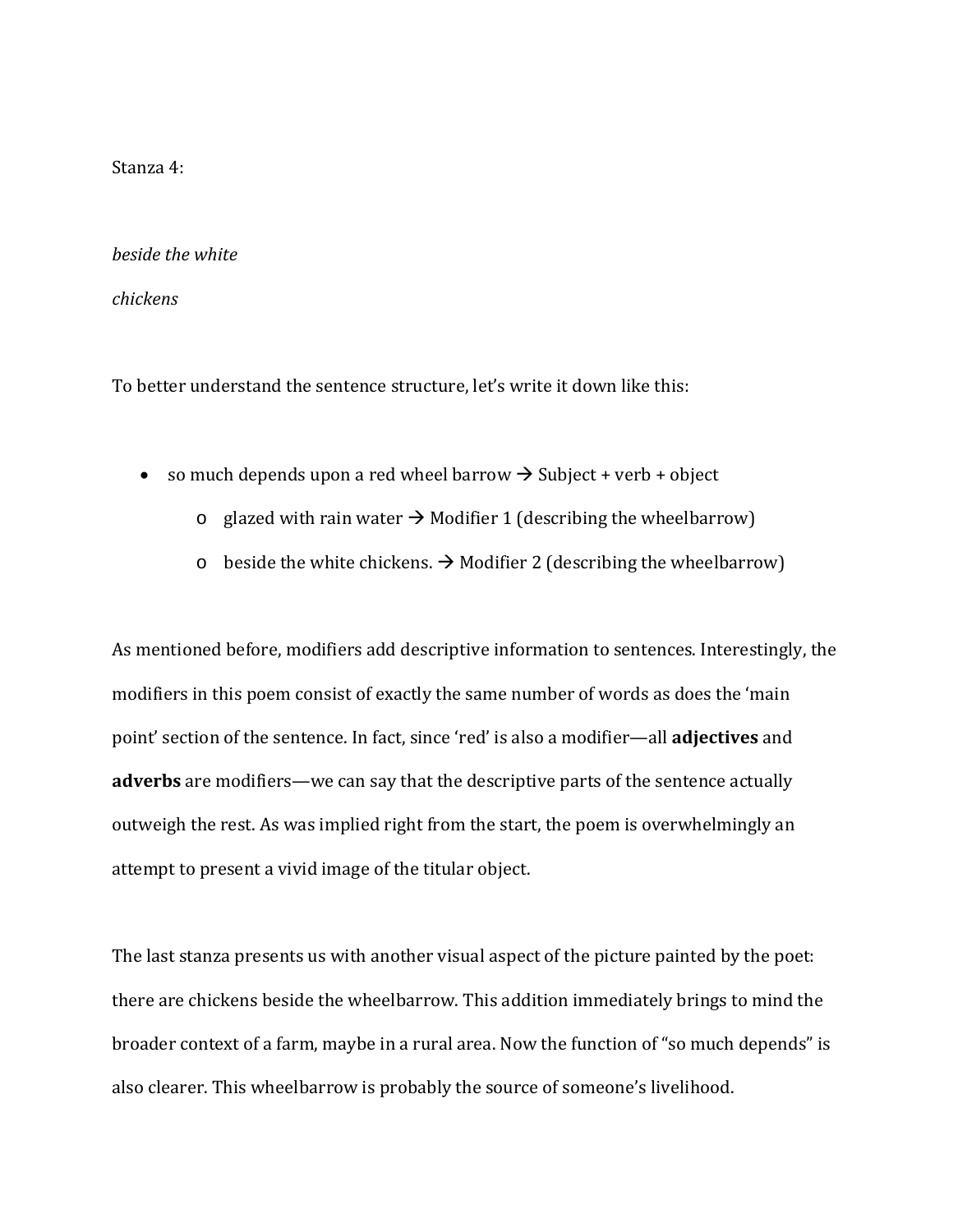Stanza 4:

*beside the white*

*chickens*

To better understand the sentence structure, let's write it down like this:

- so much depends upon a red wheel barrow → Subject + verb + object
  - glazed with rain water → Modifier 1 (describing the wheelbarrow)
  - beside the white chickens. → Modifier 2 (describing the wheelbarrow)

As mentioned before, modifiers add descriptive information to sentences. Interestingly, the modifiers in this poem consist of exactly the same number of words as does the 'main point' section of the sentence. In fact, since 'red' is also a modifier—all **adjectives** and **adverbs** are modifiers—we can say that the descriptive parts of the sentence actually outweigh the rest. As was implied right from the start, the poem is overwhelmingly an attempt to present a vivid image of the titular object.

The last stanza presents us with another visual aspect of the picture painted by the poet: there are chickens beside the wheelbarrow. This addition immediately brings to mind the broader context of a farm, maybe in a rural area. Now the function of "so much depends" is also clearer. This wheelbarrow is probably the source of someone's livelihood.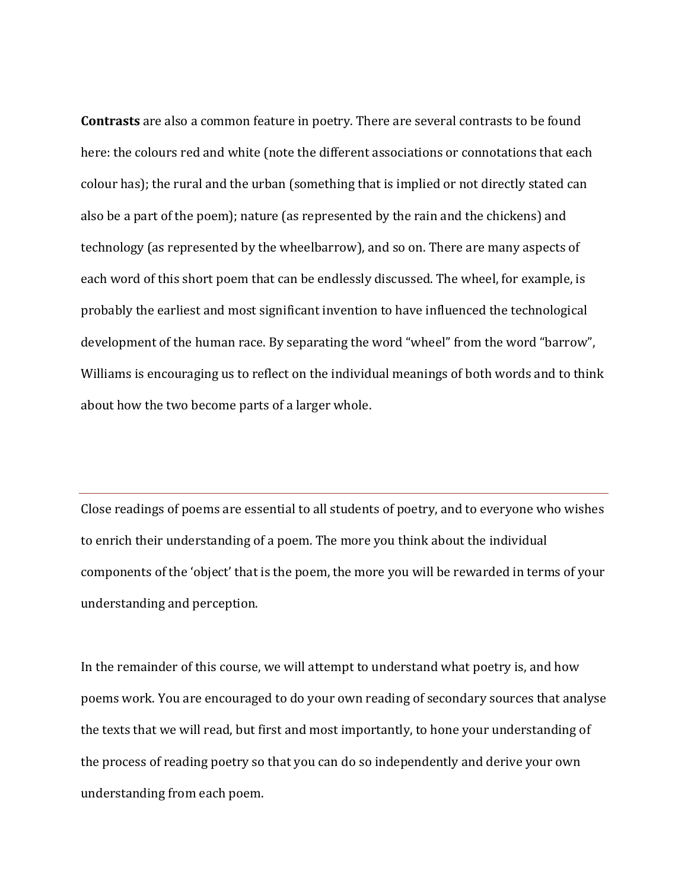**Contrasts** are also a common feature in poetry. There are several contrasts to be found here: the colours red and white (note the different associations or connotations that each colour has); the rural and the urban (something that is implied or not directly stated can also be a part of the poem); nature (as represented by the rain and the chickens) and technology (as represented by the wheelbarrow), and so on. There are many aspects of each word of this short poem that can be endlessly discussed. The wheel, for example, is probably the earliest and most significant invention to have influenced the technological development of the human race. By separating the word "wheel" from the word "barrow", Williams is encouraging us to reflect on the individual meanings of both words and to think about how the two become parts of a larger whole.

---

Close readings of poems are essential to all students of poetry, and to everyone who wishes to enrich their understanding of a poem. The more you think about the individual components of the 'object' that is the poem, the more you will be rewarded in terms of your understanding and perception.

In the remainder of this course, we will attempt to understand what poetry is, and how poems work. You are encouraged to do your own reading of secondary sources that analyse the texts that we will read, but first and most importantly, to hone your understanding of the process of reading poetry so that you can do so independently and derive your own understanding from each poem.